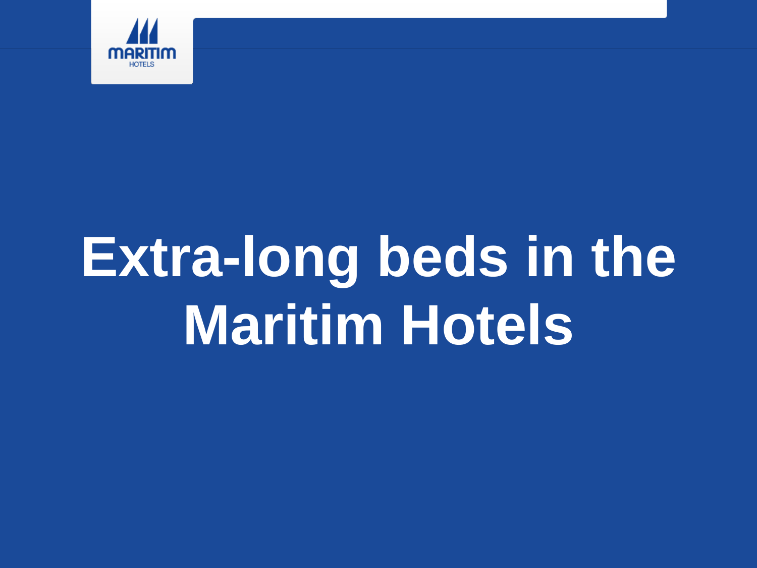# Extra-long beds in the Maritim Hotels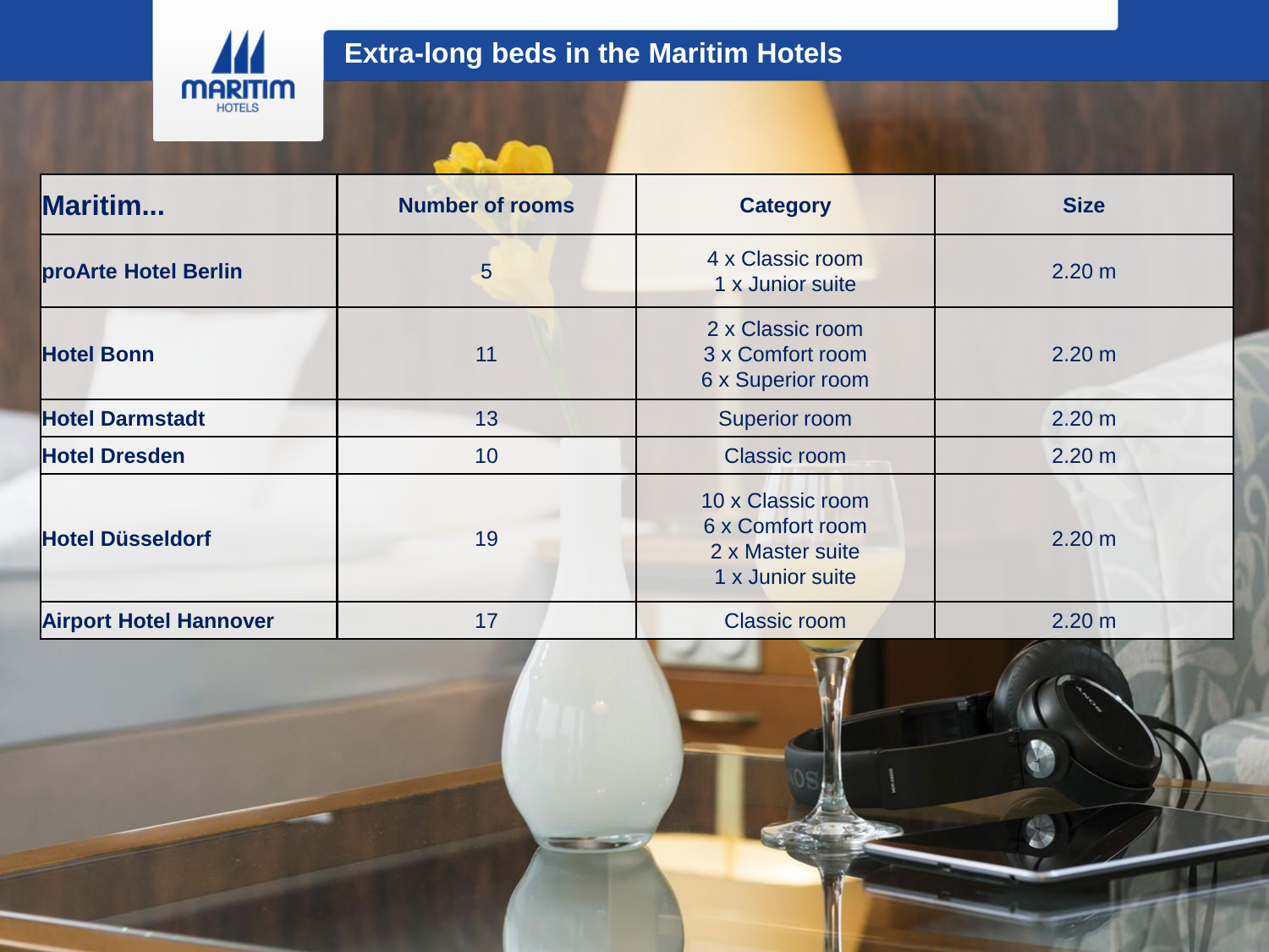# Extra-long beds in the Maritim Hotels

| Maritim... | Number of rooms | Category | Size |
|---|---|---|---|
| proArte Hotel Berlin | 5 | 4 x Classic room<br>1 x Junior suite | 2.20 m |
| Hotel Bonn | 11 | 2 x Classic room<br>3 x Comfort room<br>6 x Superior room | 2.20 m |
| Hotel Darmstadt | 13 | Superior room | 2.20 m |
| Hotel Dresden | 10 | Classic room | 2.20 m |
| Hotel Düsseldorf | 19 | 10 x Classic room<br>6 x Comfort room<br>2 x Master suite<br>1 x Junior suite | 2.20 m |
| Airport Hotel Hannover | 17 | Classic room | 2.20 m |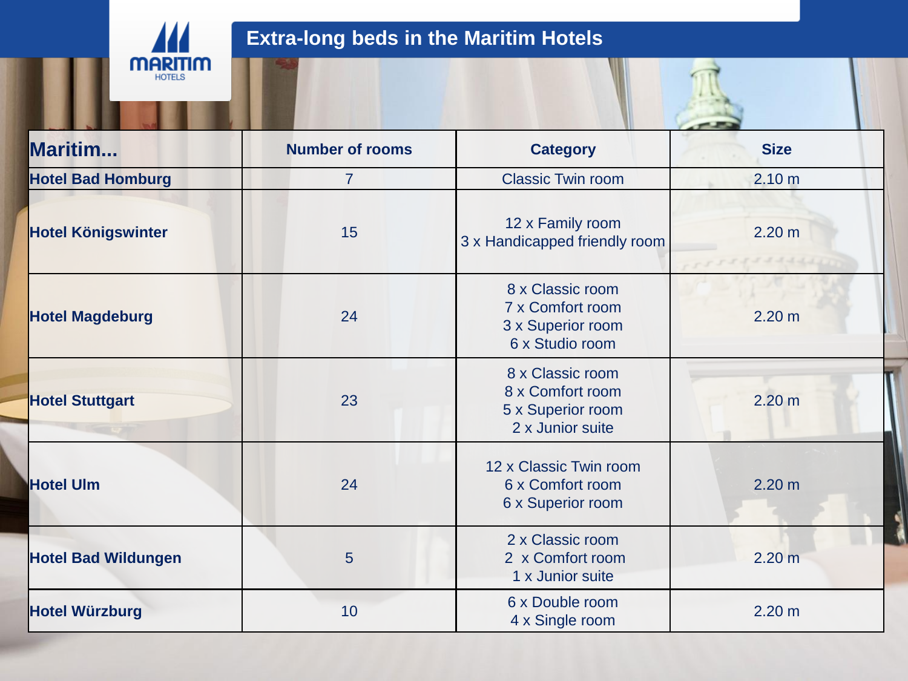# Extra-long beds in the Maritim Hotels

| Maritim... | Number of rooms | Category | Size |
|---|---|---|---|
| Hotel Bad Homburg | 7 | Classic Twin room | 2.10 m |
| Hotel Königswinter | 15 | 12 x Family room<br>3 x Handicapped friendly room | 2.20 m |
| Hotel Magdeburg | 24 | 8 x Classic room<br>7 x Comfort room<br>3 x Superior room<br>6 x Studio room | 2.20 m |
| Hotel Stuttgart | 23 | 8 x Classic room<br>8 x Comfort room<br>5 x Superior room<br>2 x Junior suite | 2.20 m |
| Hotel Ulm | 24 | 12 x Classic Twin room<br>6 x Comfort room<br>6 x Superior room | 2.20 m |
| Hotel Bad Wildungen | 5 | 2 x Classic room<br>2 x Comfort room<br>1 x Junior suite | 2.20 m |
| Hotel Würzburg | 10 | 6 x Double room<br>4 x Single room | 2.20 m |